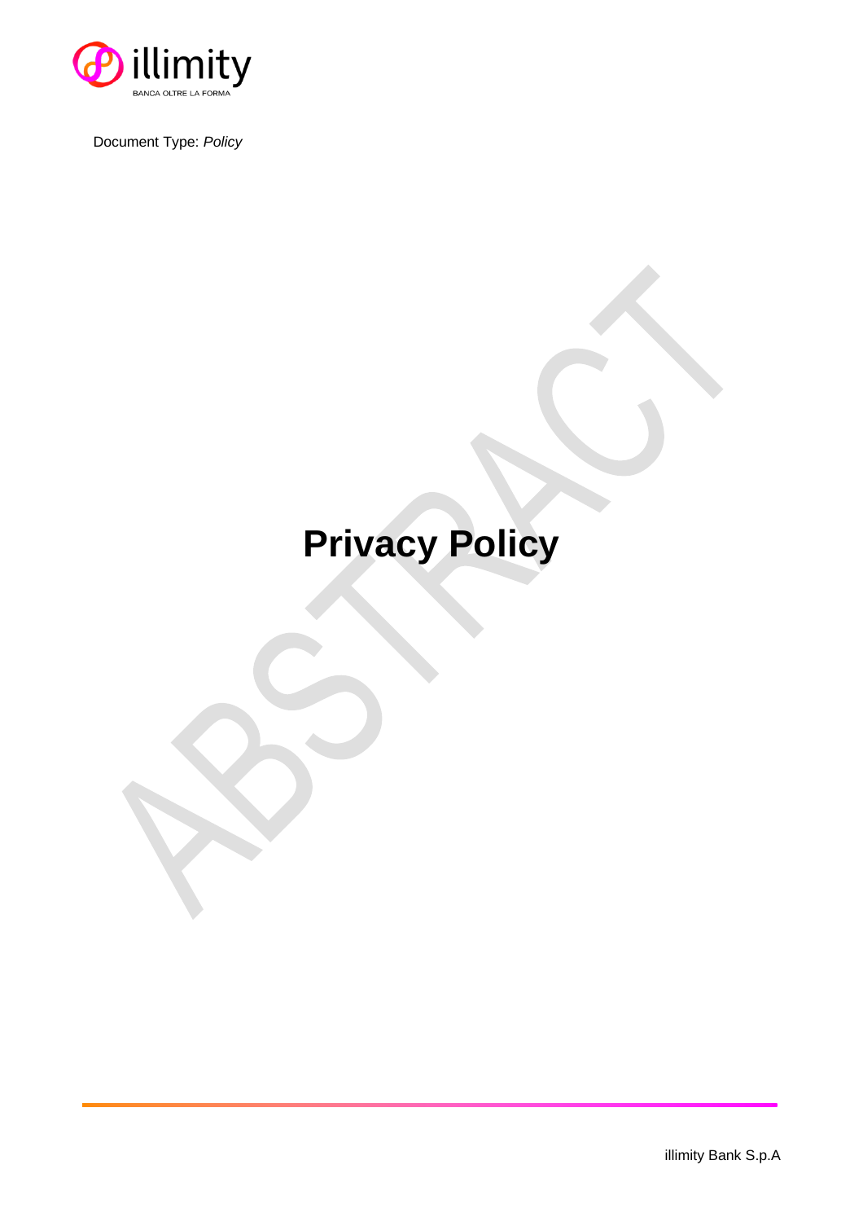Document Type: *Policy*

# Privacy Policy

illimity Bank S.p.A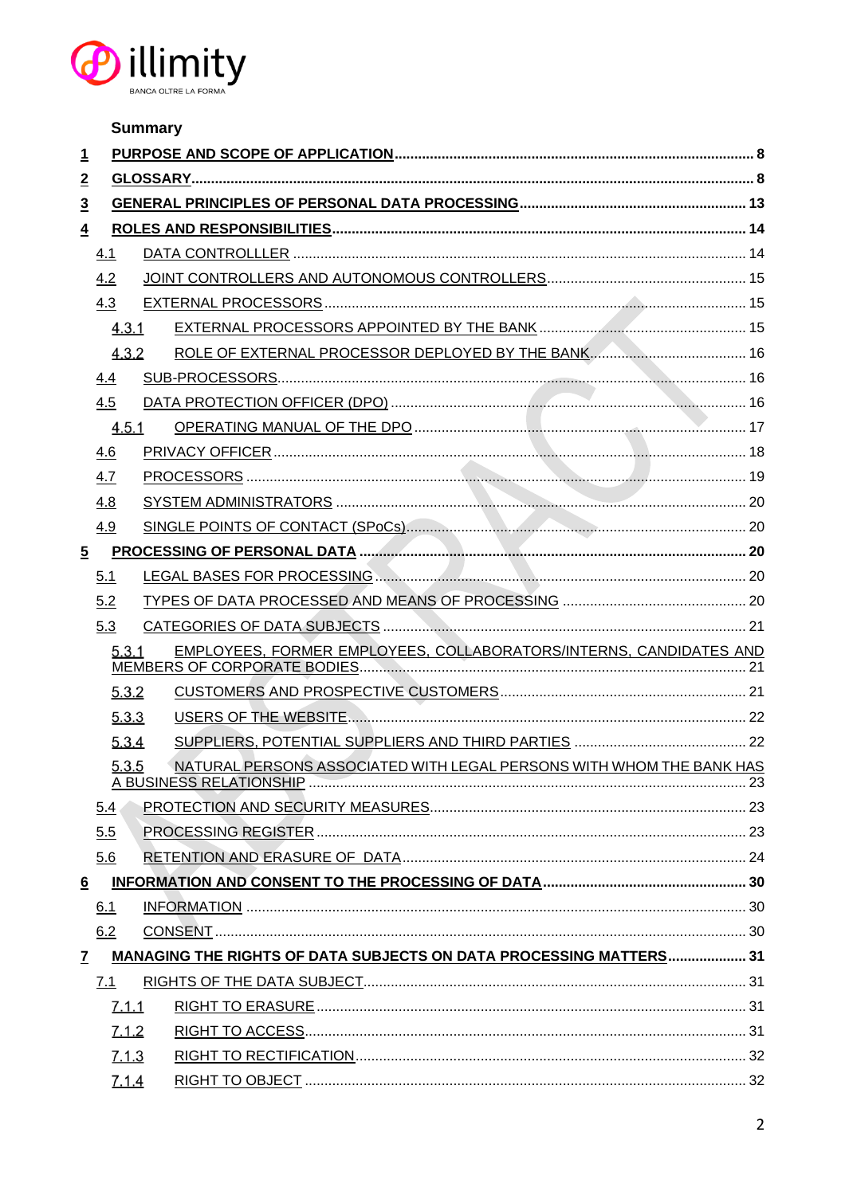illimity

BANCA OLTRE LA FORMA

**Summary**

**1 PURPOSE AND SCOPE OF APPLICATION ..... 8**

**2 GLOSSARY ..... 8**

**3 GENERAL PRINCIPLES OF PERSONAL DATA PROCESSING ..... 13**

**4 ROLES AND RESPONSIBILITIES ..... 14**

4.1 DATA CONTROLLLER ..... 14

4.2 JOINT CONTROLLERS AND AUTONOMOUS CONTROLLERS ..... 15

4.3 EXTERNAL PROCESSORS ..... 15

4.3.1 EXTERNAL PROCESSORS APPOINTED BY THE BANK ..... 15

4.3.2 ROLE OF EXTERNAL PROCESSOR DEPLOYED BY THE BANK ..... 16

4.4 SUB-PROCESSORS ..... 16

4.5 DATA PROTECTION OFFICER (DPO) ..... 16

4.5.1 OPERATING MANUAL OF THE DPO ..... 17

4.6 PRIVACY OFFICER ..... 18

4.7 PROCESSORS ..... 19

4.8 SYSTEM ADMINISTRATORS ..... 20

4.9 SINGLE POINTS OF CONTACT (SPoCs) ..... 20

**5 PROCESSING OF PERSONAL DATA ..... 20**

5.1 LEGAL BASES FOR PROCESSING ..... 20

5.2 TYPES OF DATA PROCESSED AND MEANS OF PROCESSING ..... 20

5.3 CATEGORIES OF DATA SUBJECTS ..... 21

5.3.1 EMPLOYEES, FORMER EMPLOYEES, COLLABORATORS/INTERNS, CANDIDATES AND MEMBERS OF CORPORATE BODIES ..... 21

5.3.2 CUSTOMERS AND PROSPECTIVE CUSTOMERS ..... 21

5.3.3 USERS OF THE WEBSITE ..... 22

5.3.4 SUPPLIERS, POTENTIAL SUPPLIERS AND THIRD PARTIES ..... 22

5.3.5 NATURAL PERSONS ASSOCIATED WITH LEGAL PERSONS WITH WHOM THE BANK HAS A BUSINESS RELATIONSHIP ..... 23

5.4 PROTECTION AND SECURITY MEASURES ..... 23

5.5 PROCESSING REGISTER ..... 23

5.6 RETENTION AND ERASURE OF DATA ..... 24

**6 INFORMATION AND CONSENT TO THE PROCESSING OF DATA ..... 30**

6.1 INFORMATION ..... 30

6.2 CONSENT ..... 30

**7 MANAGING THE RIGHTS OF DATA SUBJECTS ON DATA PROCESSING MATTERS ..... 31**

7.1 RIGHTS OF THE DATA SUBJECT ..... 31

7.1.1 RIGHT TO ERASURE ..... 31

7.1.2 RIGHT TO ACCESS ..... 31

7.1.3 RIGHT TO RECTIFICATION ..... 32

7.1.4 RIGHT TO OBJECT ..... 32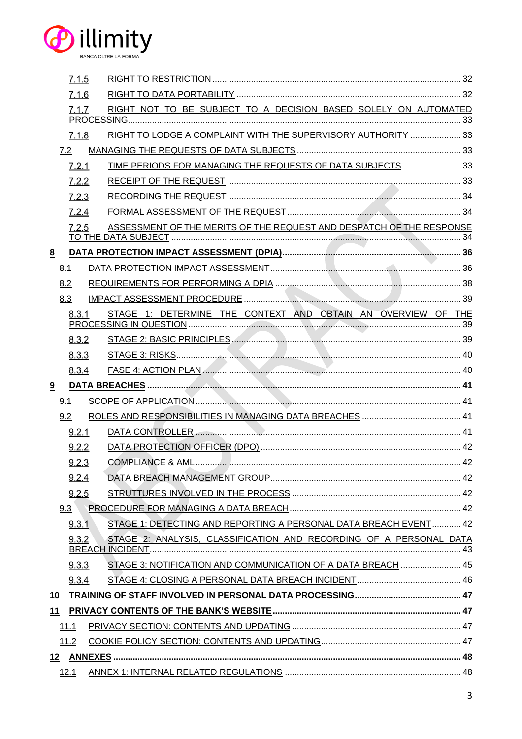- 7.1.5 RIGHT TO RESTRICTION ... 32
- 7.1.6 RIGHT TO DATA PORTABILITY ... 32
- 7.1.7 RIGHT NOT TO BE SUBJECT TO A DECISION BASED SOLELY ON AUTOMATED PROCESSING ... 33
- 7.1.8 RIGHT TO LODGE A COMPLAINT WITH THE SUPERVISORY AUTHORITY ... 33
- 7.2 MANAGING THE REQUESTS OF DATA SUBJECTS ... 33
  - 7.2.1 TIME PERIODS FOR MANAGING THE REQUESTS OF DATA SUBJECTS ... 33
  - 7.2.2 RECEIPT OF THE REQUEST ... 33
  - 7.2.3 RECORDING THE REQUEST ... 34
  - 7.2.4 FORMAL ASSESSMENT OF THE REQUEST ... 34
  - 7.2.5 ASSESSMENT OF THE MERITS OF THE REQUEST AND DESPATCH OF THE RESPONSE TO THE DATA SUBJECT ... 34

**8 DATA PROTECTION IMPACT ASSESSMENT (DPIA) ... 36**

- 8.1 DATA PROTECTION IMPACT ASSESSMENT ... 36
- 8.2 REQUIREMENTS FOR PERFORMING A DPIA ... 38
- 8.3 IMPACT ASSESSMENT PROCEDURE ... 39
  - 8.3.1 STAGE 1: DETERMINE THE CONTEXT AND OBTAIN AN OVERVIEW OF THE PROCESSING IN QUESTION ... 39
  - 8.3.2 STAGE 2: BASIC PRINCIPLES ... 39
  - 8.3.3 STAGE 3: RISKS ... 40
  - 8.3.4 FASE 4: ACTION PLAN ... 40

**9 DATA BREACHES ... 41**

- 9.1 SCOPE OF APPLICATION ... 41
- 9.2 ROLES AND RESPONSIBILITIES IN MANAGING DATA BREACHES ... 41
  - 9.2.1 DATA CONTROLLER ... 41
  - 9.2.2 DATA PROTECTION OFFICER (DPO) ... 42
  - 9.2.3 COMPLIANCE & AML ... 42
  - 9.2.4 DATA BREACH MANAGEMENT GROUP ... 42
  - 9.2.5 STRUTTURES INVOLVED IN THE PROCESS ... 42
- 9.3 PROCEDURE FOR MANAGING A DATA BREACH ... 42
  - 9.3.1 STAGE 1: DETECTING AND REPORTING A PERSONAL DATA BREACH EVENT ... 42
  - 9.3.2 STAGE 2: ANALYSIS, CLASSIFICATION AND RECORDING OF A PERSONAL DATA BREACH INCIDENT ... 43
  - 9.3.3 STAGE 3: NOTIFICATION AND COMMUNICATION OF A DATA BREACH ... 45
  - 9.3.4 STAGE 4: CLOSING A PERSONAL DATA BREACH INCIDENT ... 46

**10 TRAINING OF STAFF INVOLVED IN PERSONAL DATA PROCESSING ... 47**

**11 PRIVACY CONTENTS OF THE BANK'S WEBSITE ... 47**

- 11.1 PRIVACY SECTION: CONTENTS AND UPDATING ... 47
- 11.2 COOKIE POLICY SECTION: CONTENTS AND UPDATING ... 47

**12 ANNEXES ... 48**

- 12.1 ANNEX 1: INTERNAL RELATED REGULATIONS ... 48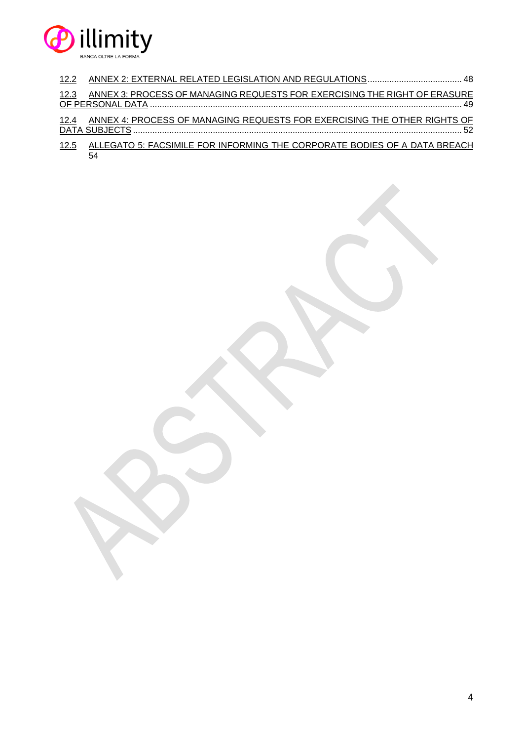12.2 ANNEX 2: EXTERNAL RELATED LEGISLATION AND REGULATIONS ....................................... 48

12.3 ANNEX 3: PROCESS OF MANAGING REQUESTS FOR EXERCISING THE RIGHT OF ERASURE OF PERSONAL DATA ................................................................................................................................ 49

12.4 ANNEX 4: PROCESS OF MANAGING REQUESTS FOR EXERCISING THE OTHER RIGHTS OF DATA SUBJECTS ....................................................................................................................................... 52

12.5 ALLEGATO 5: FACSIMILE FOR INFORMING THE CORPORATE BODIES OF A DATA BREACH 54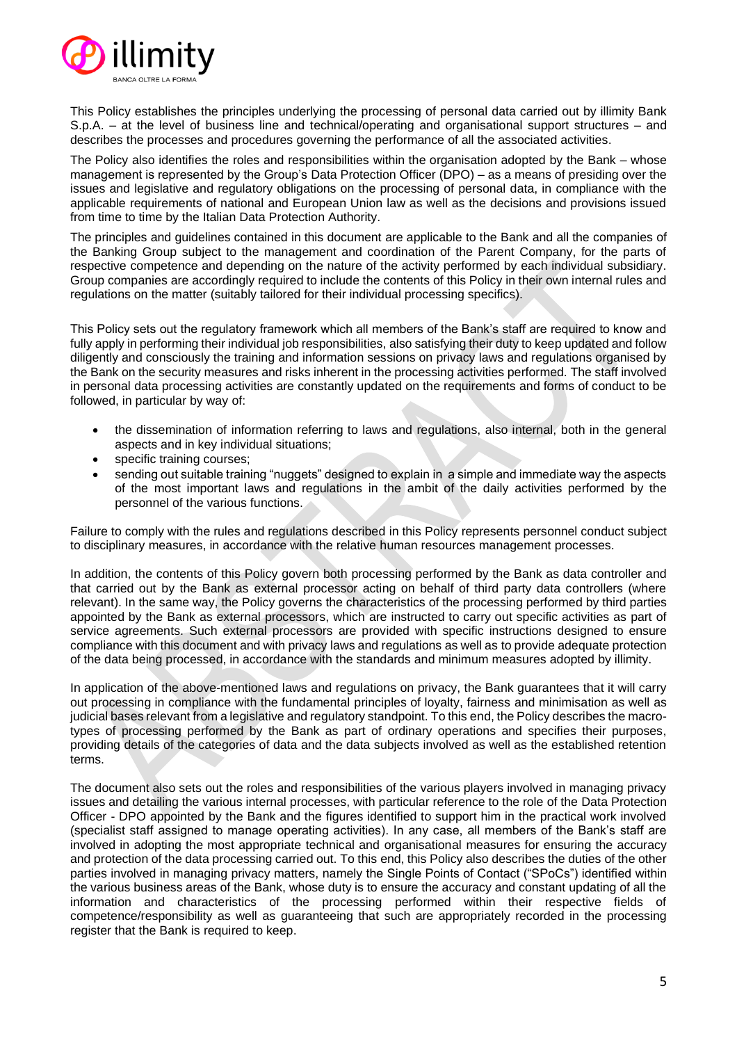This Policy establishes the principles underlying the processing of personal data carried out by illimity Bank S.p.A. – at the level of business line and technical/operating and organisational support structures – and describes the processes and procedures governing the performance of all the associated activities.

The Policy also identifies the roles and responsibilities within the organisation adopted by the Bank – whose management is represented by the Group's Data Protection Officer (DPO) – as a means of presiding over the issues and legislative and regulatory obligations on the processing of personal data, in compliance with the applicable requirements of national and European Union law as well as the decisions and provisions issued from time to time by the Italian Data Protection Authority.

The principles and guidelines contained in this document are applicable to the Bank and all the companies of the Banking Group subject to the management and coordination of the Parent Company, for the parts of respective competence and depending on the nature of the activity performed by each individual subsidiary. Group companies are accordingly required to include the contents of this Policy in their own internal rules and regulations on the matter (suitably tailored for their individual processing specifics).

This Policy sets out the regulatory framework which all members of the Bank's staff are required to know and fully apply in performing their individual job responsibilities, also satisfying their duty to keep updated and follow diligently and consciously the training and information sessions on privacy laws and regulations organised by the Bank on the security measures and risks inherent in the processing activities performed. The staff involved in personal data processing activities are constantly updated on the requirements and forms of conduct to be followed, in particular by way of:

- the dissemination of information referring to laws and regulations, also internal, both in the general aspects and in key individual situations;
- specific training courses;
- sending out suitable training "nuggets" designed to explain in a simple and immediate way the aspects of the most important laws and regulations in the ambit of the daily activities performed by the personnel of the various functions.

Failure to comply with the rules and regulations described in this Policy represents personnel conduct subject to disciplinary measures, in accordance with the relative human resources management processes.

In addition, the contents of this Policy govern both processing performed by the Bank as data controller and that carried out by the Bank as external processor acting on behalf of third party data controllers (where relevant). In the same way, the Policy governs the characteristics of the processing performed by third parties appointed by the Bank as external processors, which are instructed to carry out specific activities as part of service agreements. Such external processors are provided with specific instructions designed to ensure compliance with this document and with privacy laws and regulations as well as to provide adequate protection of the data being processed, in accordance with the standards and minimum measures adopted by illimity.

In application of the above-mentioned laws and regulations on privacy, the Bank guarantees that it will carry out processing in compliance with the fundamental principles of loyalty, fairness and minimisation as well as judicial bases relevant from a legislative and regulatory standpoint. To this end, the Policy describes the macro-types of processing performed by the Bank as part of ordinary operations and specifies their purposes, providing details of the categories of data and the data subjects involved as well as the established retention terms.

The document also sets out the roles and responsibilities of the various players involved in managing privacy issues and detailing the various internal processes, with particular reference to the role of the Data Protection Officer - DPO appointed by the Bank and the figures identified to support him in the practical work involved (specialist staff assigned to manage operating activities). In any case, all members of the Bank's staff are involved in adopting the most appropriate technical and organisational measures for ensuring the accuracy and protection of the data processing carried out. To this end, this Policy also describes the duties of the other parties involved in managing privacy matters, namely the Single Points of Contact ("SPoCs") identified within the various business areas of the Bank, whose duty is to ensure the accuracy and constant updating of all the information and characteristics of the processing performed within their respective fields of competence/responsibility as well as guaranteeing that such are appropriately recorded in the processing register that the Bank is required to keep.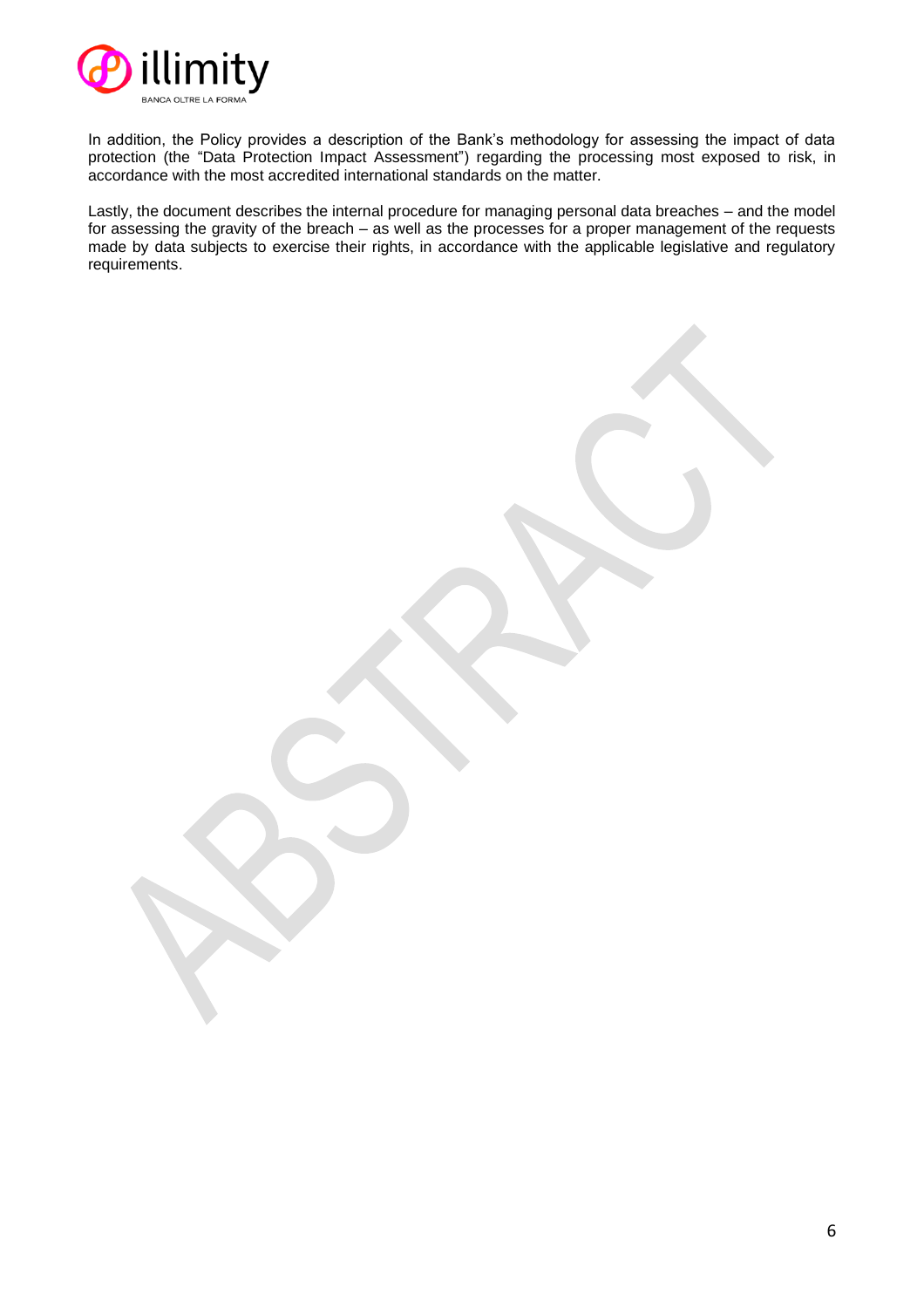In addition, the Policy provides a description of the Bank's methodology for assessing the impact of data protection (the "Data Protection Impact Assessment") regarding the processing most exposed to risk, in accordance with the most accredited international standards on the matter.

Lastly, the document describes the internal procedure for managing personal data breaches – and the model for assessing the gravity of the breach – as well as the processes for a proper management of the requests made by data subjects to exercise their rights, in accordance with the applicable legislative and regulatory requirements.